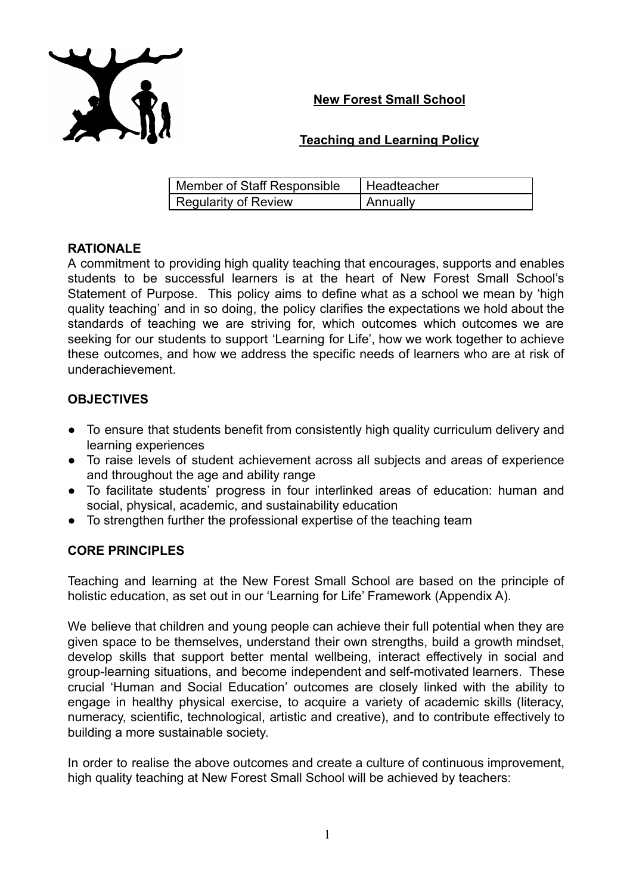**New Forest Small School**

**Teaching and Learning Policy**

| Member of Staff Responsible | Headteacher |
| --- | --- |
| Regularity of Review | Annually |

## RATIONALE

A commitment to providing high quality teaching that encourages, supports and enables students to be successful learners is at the heart of New Forest Small School's Statement of Purpose. This policy aims to define what as a school we mean by 'high quality teaching' and in so doing, the policy clarifies the expectations we hold about the standards of teaching we are striving for, which outcomes which outcomes we are seeking for our students to support 'Learning for Life', how we work together to achieve these outcomes, and how we address the specific needs of learners who are at risk of underachievement.

## OBJECTIVES

- To ensure that students benefit from consistently high quality curriculum delivery and learning experiences
- To raise levels of student achievement across all subjects and areas of experience and throughout the age and ability range
- To facilitate students' progress in four interlinked areas of education: human and social, physical, academic, and sustainability education
- To strengthen further the professional expertise of the teaching team

## CORE PRINCIPLES

Teaching and learning at the New Forest Small School are based on the principle of holistic education, as set out in our 'Learning for Life' Framework (Appendix A).

We believe that children and young people can achieve their full potential when they are given space to be themselves, understand their own strengths, build a growth mindset, develop skills that support better mental wellbeing, interact effectively in social and group-learning situations, and become independent and self-motivated learners. These crucial 'Human and Social Education' outcomes are closely linked with the ability to engage in healthy physical exercise, to acquire a variety of academic skills (literacy, numeracy, scientific, technological, artistic and creative), and to contribute effectively to building a more sustainable society.

In order to realise the above outcomes and create a culture of continuous improvement, high quality teaching at New Forest Small School will be achieved by teachers: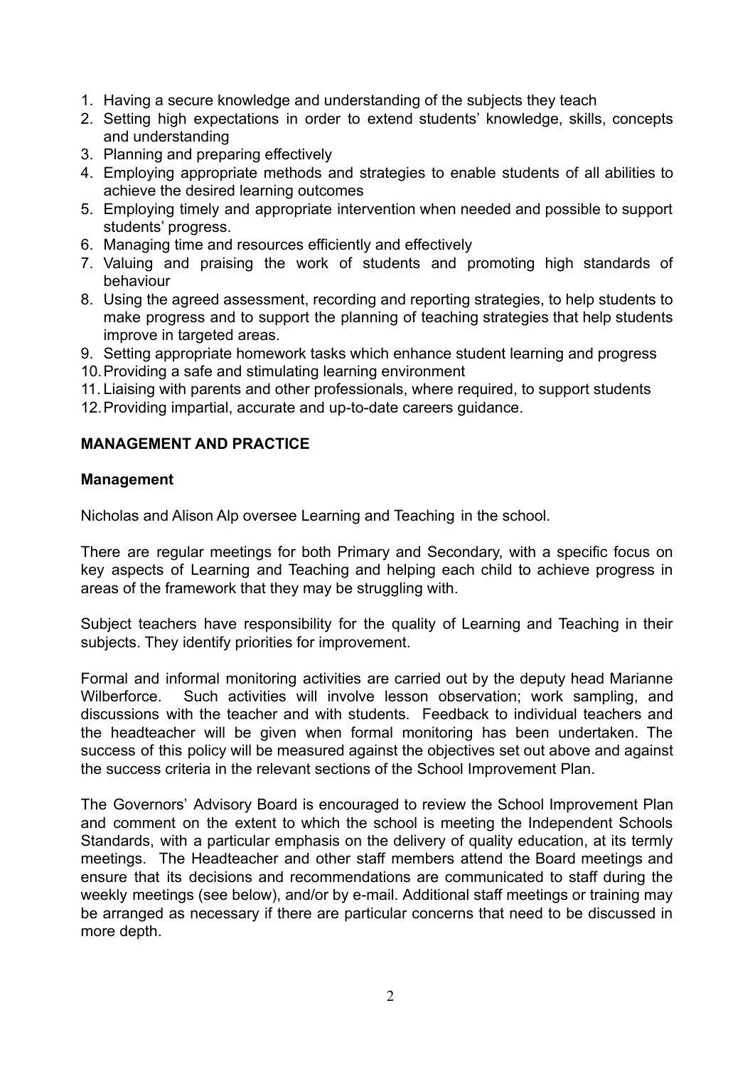1. Having a secure knowledge and understanding of the subjects they teach
2. Setting high expectations in order to extend students' knowledge, skills, concepts and understanding
3. Planning and preparing effectively
4. Employing appropriate methods and strategies to enable students of all abilities to achieve the desired learning outcomes
5. Employing timely and appropriate intervention when needed and possible to support students' progress.
6. Managing time and resources efficiently and effectively
7. Valuing and praising the work of students and promoting high standards of behaviour
8. Using the agreed assessment, recording and reporting strategies, to help students to make progress and to support the planning of teaching strategies that help students improve in targeted areas.
9. Setting appropriate homework tasks which enhance student learning and progress
10. Providing a safe and stimulating learning environment
11. Liaising with parents and other professionals, where required, to support students
12. Providing impartial, accurate and up-to-date careers guidance.

## MANAGEMENT AND PRACTICE

### Management

Nicholas and Alison Alp oversee Learning and Teaching in the school.

There are regular meetings for both Primary and Secondary, with a specific focus on key aspects of Learning and Teaching and helping each child to achieve progress in areas of the framework that they may be struggling with.

Subject teachers have responsibility for the quality of Learning and Teaching in their subjects. They identify priorities for improvement.

Formal and informal monitoring activities are carried out by the deputy head Marianne Wilberforce. Such activities will involve lesson observation; work sampling, and discussions with the teacher and with students. Feedback to individual teachers and the headteacher will be given when formal monitoring has been undertaken. The success of this policy will be measured against the objectives set out above and against the success criteria in the relevant sections of the School Improvement Plan.

The Governors' Advisory Board is encouraged to review the School Improvement Plan and comment on the extent to which the school is meeting the Independent Schools Standards, with a particular emphasis on the delivery of quality education, at its termly meetings. The Headteacher and other staff members attend the Board meetings and ensure that its decisions and recommendations are communicated to staff during the weekly meetings (see below), and/or by e-mail. Additional staff meetings or training may be arranged as necessary if there are particular concerns that need to be discussed in more depth.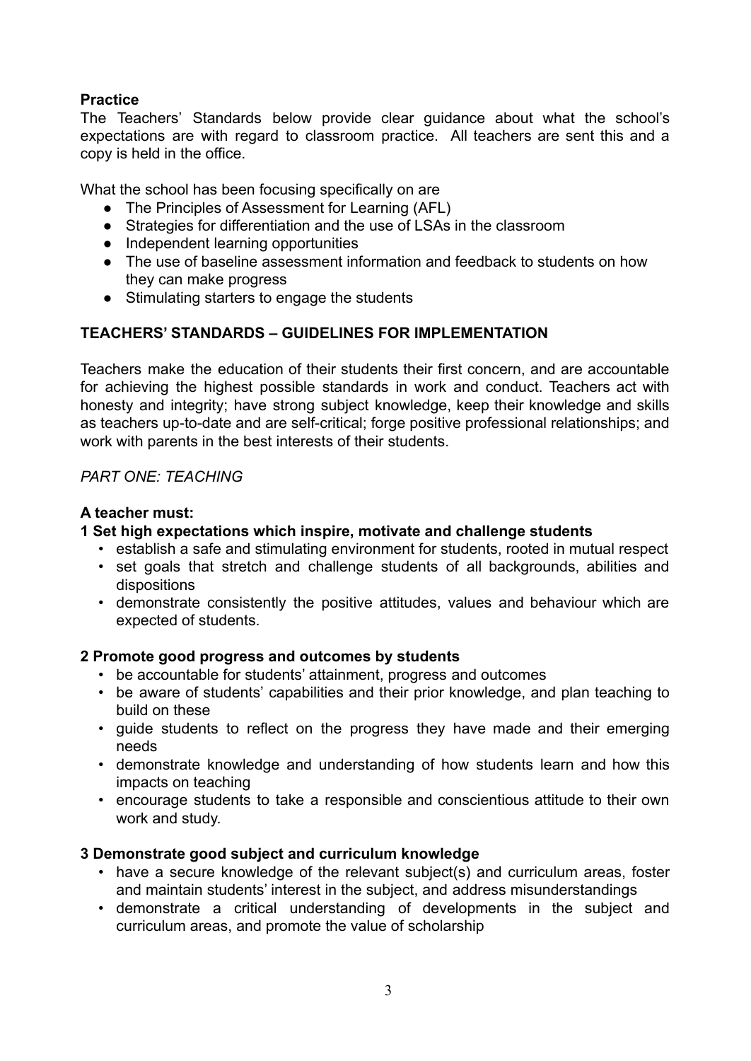**Practice**

The Teachers' Standards below provide clear guidance about what the school's expectations are with regard to classroom practice. All teachers are sent this and a copy is held in the office.

What the school has been focusing specifically on are

- The Principles of Assessment for Learning (AFL)
- Strategies for differentiation and the use of LSAs in the classroom
- Independent learning opportunities
- The use of baseline assessment information and feedback to students on how they can make progress
- Stimulating starters to engage the students

**TEACHERS' STANDARDS – GUIDELINES FOR IMPLEMENTATION**

Teachers make the education of their students their first concern, and are accountable for achieving the highest possible standards in work and conduct. Teachers act with honesty and integrity; have strong subject knowledge, keep their knowledge and skills as teachers up-to-date and are self-critical; forge positive professional relationships; and work with parents in the best interests of their students.

*PART ONE: TEACHING*

**A teacher must:**

**1 Set high expectations which inspire, motivate and challenge students**

- establish a safe and stimulating environment for students, rooted in mutual respect
- set goals that stretch and challenge students of all backgrounds, abilities and dispositions
- demonstrate consistently the positive attitudes, values and behaviour which are expected of students.

**2 Promote good progress and outcomes by students**

- be accountable for students' attainment, progress and outcomes
- be aware of students' capabilities and their prior knowledge, and plan teaching to build on these
- guide students to reflect on the progress they have made and their emerging needs
- demonstrate knowledge and understanding of how students learn and how this impacts on teaching
- encourage students to take a responsible and conscientious attitude to their own work and study.

**3 Demonstrate good subject and curriculum knowledge**

- have a secure knowledge of the relevant subject(s) and curriculum areas, foster and maintain students' interest in the subject, and address misunderstandings
- demonstrate a critical understanding of developments in the subject and curriculum areas, and promote the value of scholarship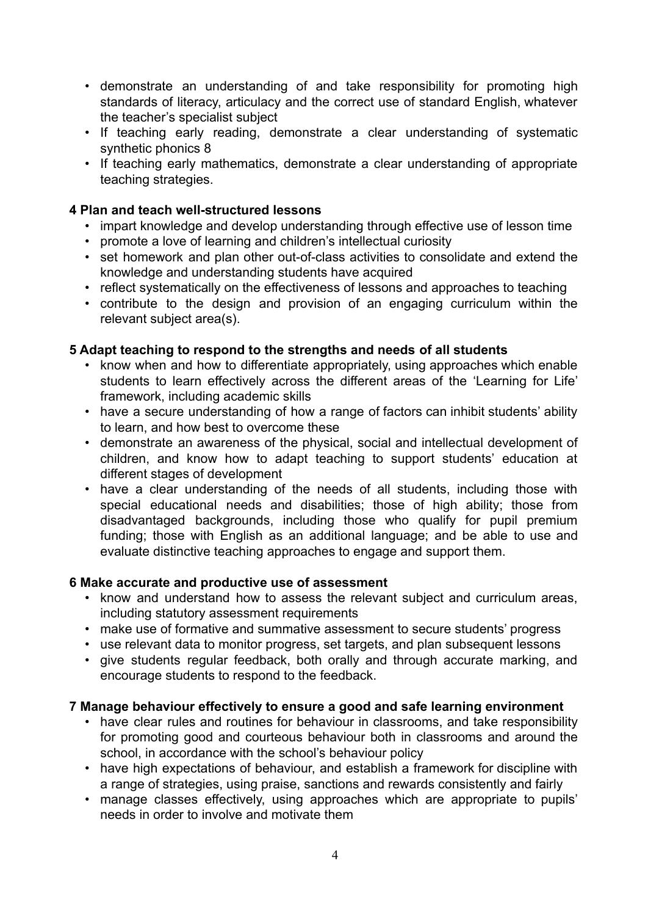- demonstrate an understanding of and take responsibility for promoting high standards of literacy, articulacy and the correct use of standard English, whatever the teacher's specialist subject
- If teaching early reading, demonstrate a clear understanding of systematic synthetic phonics 8
- If teaching early mathematics, demonstrate a clear understanding of appropriate teaching strategies.

**4 Plan and teach well-structured lessons**

- impart knowledge and develop understanding through effective use of lesson time
- promote a love of learning and children's intellectual curiosity
- set homework and plan other out-of-class activities to consolidate and extend the knowledge and understanding students have acquired
- reflect systematically on the effectiveness of lessons and approaches to teaching
- contribute to the design and provision of an engaging curriculum within the relevant subject area(s).

**5 Adapt teaching to respond to the strengths and needs of all students**

- know when and how to differentiate appropriately, using approaches which enable students to learn effectively across the different areas of the 'Learning for Life' framework, including academic skills
- have a secure understanding of how a range of factors can inhibit students' ability to learn, and how best to overcome these
- demonstrate an awareness of the physical, social and intellectual development of children, and know how to adapt teaching to support students' education at different stages of development
- have a clear understanding of the needs of all students, including those with special educational needs and disabilities; those of high ability; those from disadvantaged backgrounds, including those who qualify for pupil premium funding; those with English as an additional language; and be able to use and evaluate distinctive teaching approaches to engage and support them.

**6 Make accurate and productive use of assessment**

- know and understand how to assess the relevant subject and curriculum areas, including statutory assessment requirements
- make use of formative and summative assessment to secure students' progress
- use relevant data to monitor progress, set targets, and plan subsequent lessons
- give students regular feedback, both orally and through accurate marking, and encourage students to respond to the feedback.

**7 Manage behaviour effectively to ensure a good and safe learning environment**

- have clear rules and routines for behaviour in classrooms, and take responsibility for promoting good and courteous behaviour both in classrooms and around the school, in accordance with the school's behaviour policy
- have high expectations of behaviour, and establish a framework for discipline with a range of strategies, using praise, sanctions and rewards consistently and fairly
- manage classes effectively, using approaches which are appropriate to pupils' needs in order to involve and motivate them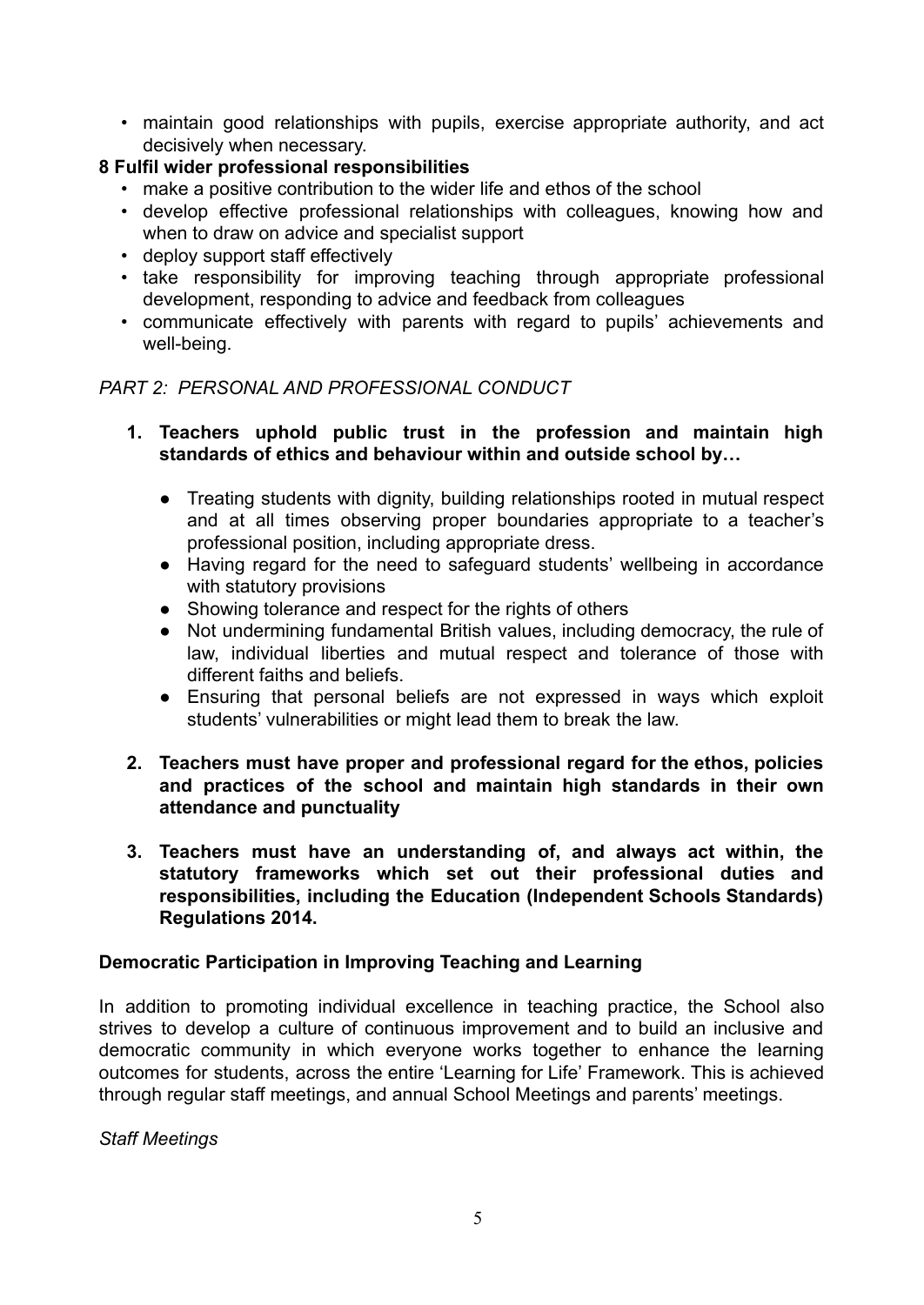- maintain good relationships with pupils, exercise appropriate authority, and act decisively when necessary.

**8 Fulfil wider professional responsibilities**

- make a positive contribution to the wider life and ethos of the school
- develop effective professional relationships with colleagues, knowing how and when to draw on advice and specialist support
- deploy support staff effectively
- take responsibility for improving teaching through appropriate professional development, responding to advice and feedback from colleagues
- communicate effectively with parents with regard to pupils' achievements and well-being.

*PART 2: PERSONAL AND PROFESSIONAL CONDUCT*

1. **Teachers uphold public trust in the profession and maintain high standards of ethics and behaviour within and outside school by…**

   - Treating students with dignity, building relationships rooted in mutual respect and at all times observing proper boundaries appropriate to a teacher's professional position, including appropriate dress.
   - Having regard for the need to safeguard students' wellbeing in accordance with statutory provisions
   - Showing tolerance and respect for the rights of others
   - Not undermining fundamental British values, including democracy, the rule of law, individual liberties and mutual respect and tolerance of those with different faiths and beliefs.
   - Ensuring that personal beliefs are not expressed in ways which exploit students' vulnerabilities or might lead them to break the law.

2. **Teachers must have proper and professional regard for the ethos, policies and practices of the school and maintain high standards in their own attendance and punctuality**

3. **Teachers must have an understanding of, and always act within, the statutory frameworks which set out their professional duties and responsibilities, including the Education (Independent Schools Standards) Regulations 2014.**

**Democratic Participation in Improving Teaching and Learning**

In addition to promoting individual excellence in teaching practice, the School also strives to develop a culture of continuous improvement and to build an inclusive and democratic community in which everyone works together to enhance the learning outcomes for students, across the entire 'Learning for Life' Framework. This is achieved through regular staff meetings, and annual School Meetings and parents' meetings.

*Staff Meetings*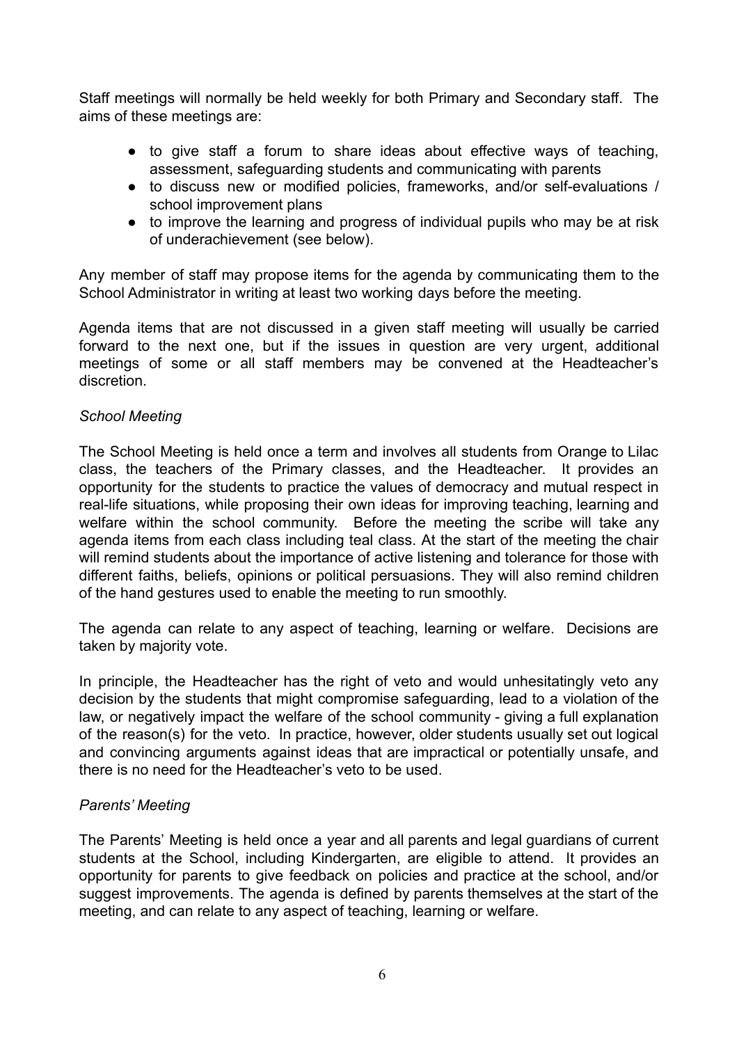Staff meetings will normally be held weekly for both Primary and Secondary staff. The aims of these meetings are:

- to give staff a forum to share ideas about effective ways of teaching, assessment, safeguarding students and communicating with parents
- to discuss new or modified policies, frameworks, and/or self-evaluations / school improvement plans
- to improve the learning and progress of individual pupils who may be at risk of underachievement (see below).

Any member of staff may propose items for the agenda by communicating them to the School Administrator in writing at least two working days before the meeting.

Agenda items that are not discussed in a given staff meeting will usually be carried forward to the next one, but if the issues in question are very urgent, additional meetings of some or all staff members may be convened at the Headteacher's discretion.

*School Meeting*

The School Meeting is held once a term and involves all students from Orange to Lilac class, the teachers of the Primary classes, and the Headteacher. It provides an opportunity for the students to practice the values of democracy and mutual respect in real-life situations, while proposing their own ideas for improving teaching, learning and welfare within the school community. Before the meeting the scribe will take any agenda items from each class including teal class. At the start of the meeting the chair will remind students about the importance of active listening and tolerance for those with different faiths, beliefs, opinions or political persuasions. They will also remind children of the hand gestures used to enable the meeting to run smoothly.

The agenda can relate to any aspect of teaching, learning or welfare. Decisions are taken by majority vote.

In principle, the Headteacher has the right of veto and would unhesitatingly veto any decision by the students that might compromise safeguarding, lead to a violation of the law, or negatively impact the welfare of the school community - giving a full explanation of the reason(s) for the veto. In practice, however, older students usually set out logical and convincing arguments against ideas that are impractical or potentially unsafe, and there is no need for the Headteacher's veto to be used.

*Parents' Meeting*

The Parents' Meeting is held once a year and all parents and legal guardians of current students at the School, including Kindergarten, are eligible to attend. It provides an opportunity for parents to give feedback on policies and practice at the school, and/or suggest improvements. The agenda is defined by parents themselves at the start of the meeting, and can relate to any aspect of teaching, learning or welfare.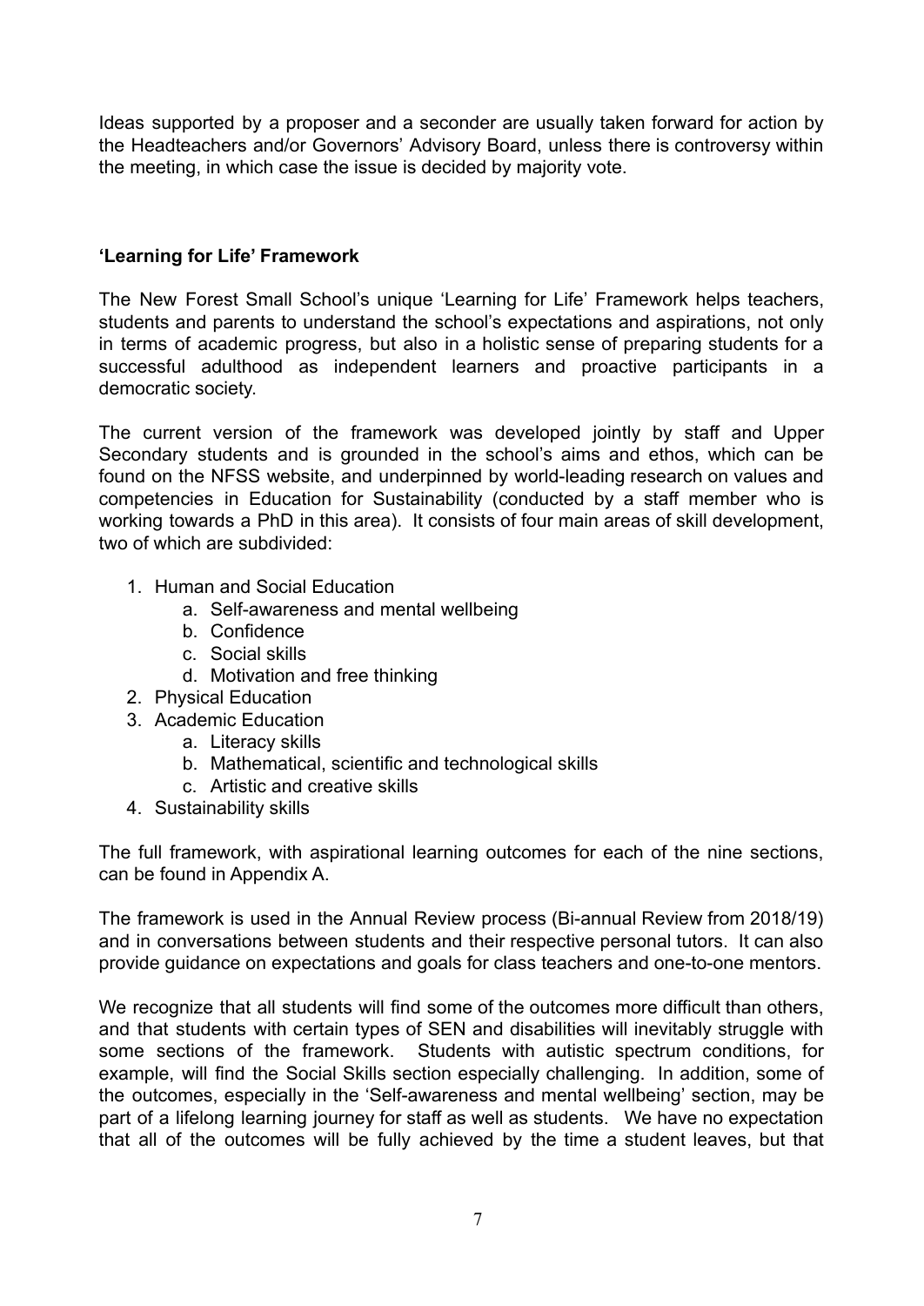Ideas supported by a proposer and a seconder are usually taken forward for action by the Headteachers and/or Governors' Advisory Board, unless there is controversy within the meeting, in which case the issue is decided by majority vote.

**'Learning for Life' Framework**

The New Forest Small School's unique 'Learning for Life' Framework helps teachers, students and parents to understand the school's expectations and aspirations, not only in terms of academic progress, but also in a holistic sense of preparing students for a successful adulthood as independent learners and proactive participants in a democratic society.

The current version of the framework was developed jointly by staff and Upper Secondary students and is grounded in the school's aims and ethos, which can be found on the NFSS website, and underpinned by world-leading research on values and competencies in Education for Sustainability (conducted by a staff member who is working towards a PhD in this area). It consists of four main areas of skill development, two of which are subdivided:

1. Human and Social Education
    a. Self-awareness and mental wellbeing
    b. Confidence
    c. Social skills
    d. Motivation and free thinking
2. Physical Education
3. Academic Education
    a. Literacy skills
    b. Mathematical, scientific and technological skills
    c. Artistic and creative skills
4. Sustainability skills

The full framework, with aspirational learning outcomes for each of the nine sections, can be found in Appendix A.

The framework is used in the Annual Review process (Bi-annual Review from 2018/19) and in conversations between students and their respective personal tutors. It can also provide guidance on expectations and goals for class teachers and one-to-one mentors.

We recognize that all students will find some of the outcomes more difficult than others, and that students with certain types of SEN and disabilities will inevitably struggle with some sections of the framework. Students with autistic spectrum conditions, for example, will find the Social Skills section especially challenging. In addition, some of the outcomes, especially in the 'Self-awareness and mental wellbeing' section, may be part of a lifelong learning journey for staff as well as students. We have no expectation that all of the outcomes will be fully achieved by the time a student leaves, but that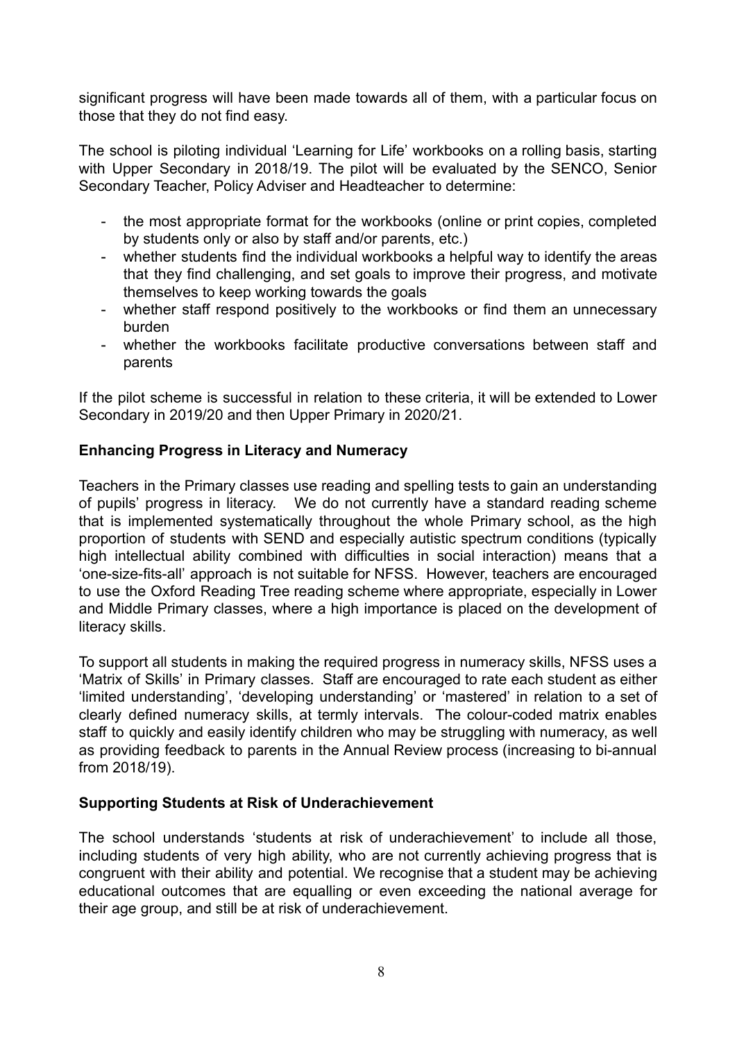significant progress will have been made towards all of them, with a particular focus on those that they do not find easy.

The school is piloting individual 'Learning for Life' workbooks on a rolling basis, starting with Upper Secondary in 2018/19. The pilot will be evaluated by the SENCO, Senior Secondary Teacher, Policy Adviser and Headteacher to determine:

- the most appropriate format for the workbooks (online or print copies, completed by students only or also by staff and/or parents, etc.)
- whether students find the individual workbooks a helpful way to identify the areas that they find challenging, and set goals to improve their progress, and motivate themselves to keep working towards the goals
- whether staff respond positively to the workbooks or find them an unnecessary burden
- whether the workbooks facilitate productive conversations between staff and parents

If the pilot scheme is successful in relation to these criteria, it will be extended to Lower Secondary in 2019/20 and then Upper Primary in 2020/21.

**Enhancing Progress in Literacy and Numeracy**

Teachers in the Primary classes use reading and spelling tests to gain an understanding of pupils' progress in literacy. We do not currently have a standard reading scheme that is implemented systematically throughout the whole Primary school, as the high proportion of students with SEND and especially autistic spectrum conditions (typically high intellectual ability combined with difficulties in social interaction) means that a 'one-size-fits-all' approach is not suitable for NFSS. However, teachers are encouraged to use the Oxford Reading Tree reading scheme where appropriate, especially in Lower and Middle Primary classes, where a high importance is placed on the development of literacy skills.

To support all students in making the required progress in numeracy skills, NFSS uses a 'Matrix of Skills' in Primary classes. Staff are encouraged to rate each student as either 'limited understanding', 'developing understanding' or 'mastered' in relation to a set of clearly defined numeracy skills, at termly intervals. The colour-coded matrix enables staff to quickly and easily identify children who may be struggling with numeracy, as well as providing feedback to parents in the Annual Review process (increasing to bi-annual from 2018/19).

**Supporting Students at Risk of Underachievement**

The school understands 'students at risk of underachievement' to include all those, including students of very high ability, who are not currently achieving progress that is congruent with their ability and potential. We recognise that a student may be achieving educational outcomes that are equalling or even exceeding the national average for their age group, and still be at risk of underachievement.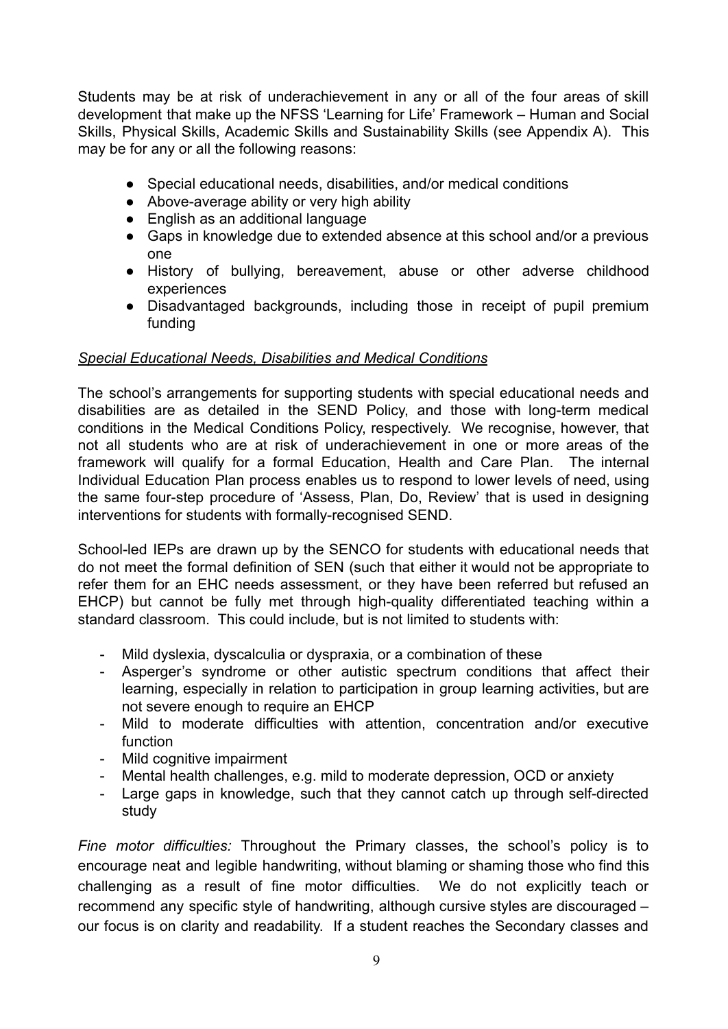Students may be at risk of underachievement in any or all of the four areas of skill development that make up the NFSS 'Learning for Life' Framework – Human and Social Skills, Physical Skills, Academic Skills and Sustainability Skills (see Appendix A). This may be for any or all the following reasons:

- Special educational needs, disabilities, and/or medical conditions
- Above-average ability or very high ability
- English as an additional language
- Gaps in knowledge due to extended absence at this school and/or a previous one
- History of bullying, bereavement, abuse or other adverse childhood experiences
- Disadvantaged backgrounds, including those in receipt of pupil premium funding

*Special Educational Needs, Disabilities and Medical Conditions*

The school's arrangements for supporting students with special educational needs and disabilities are as detailed in the SEND Policy, and those with long-term medical conditions in the Medical Conditions Policy, respectively. We recognise, however, that not all students who are at risk of underachievement in one or more areas of the framework will qualify for a formal Education, Health and Care Plan. The internal Individual Education Plan process enables us to respond to lower levels of need, using the same four-step procedure of 'Assess, Plan, Do, Review' that is used in designing interventions for students with formally-recognised SEND.

School-led IEPs are drawn up by the SENCO for students with educational needs that do not meet the formal definition of SEN (such that either it would not be appropriate to refer them for an EHC needs assessment, or they have been referred but refused an EHCP) but cannot be fully met through high-quality differentiated teaching within a standard classroom. This could include, but is not limited to students with:

- Mild dyslexia, dyscalculia or dyspraxia, or a combination of these
- Asperger's syndrome or other autistic spectrum conditions that affect their learning, especially in relation to participation in group learning activities, but are not severe enough to require an EHCP
- Mild to moderate difficulties with attention, concentration and/or executive function
- Mild cognitive impairment
- Mental health challenges, e.g. mild to moderate depression, OCD or anxiety
- Large gaps in knowledge, such that they cannot catch up through self-directed study

*Fine motor difficulties:* Throughout the Primary classes, the school's policy is to encourage neat and legible handwriting, without blaming or shaming those who find this challenging as a result of fine motor difficulties. We do not explicitly teach or recommend any specific style of handwriting, although cursive styles are discouraged – our focus is on clarity and readability. If a student reaches the Secondary classes and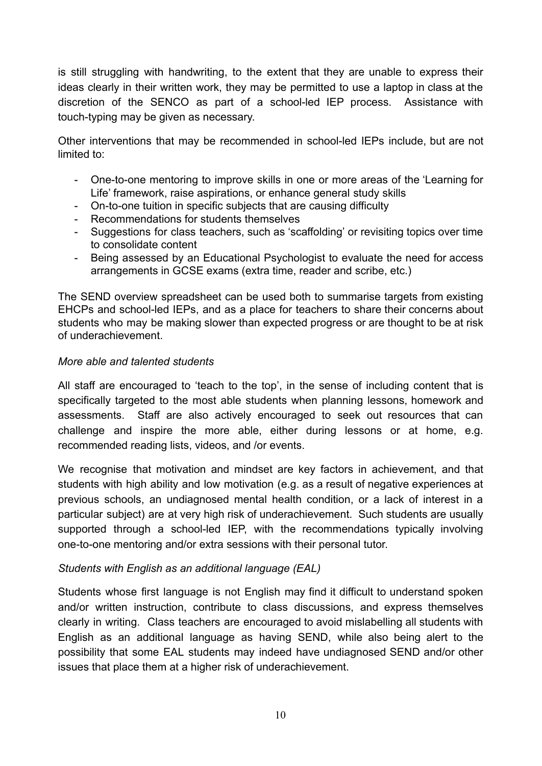is still struggling with handwriting, to the extent that they are unable to express their ideas clearly in their written work, they may be permitted to use a laptop in class at the discretion of the SENCO as part of a school-led IEP process. Assistance with touch-typing may be given as necessary.

Other interventions that may be recommended in school-led IEPs include, but are not limited to:

- One-to-one mentoring to improve skills in one or more areas of the 'Learning for Life' framework, raise aspirations, or enhance general study skills
- On-to-one tuition in specific subjects that are causing difficulty
- Recommendations for students themselves
- Suggestions for class teachers, such as 'scaffolding' or revisiting topics over time to consolidate content
- Being assessed by an Educational Psychologist to evaluate the need for access arrangements in GCSE exams (extra time, reader and scribe, etc.)

The SEND overview spreadsheet can be used both to summarise targets from existing EHCPs and school-led IEPs, and as a place for teachers to share their concerns about students who may be making slower than expected progress or are thought to be at risk of underachievement.

*More able and talented students*

All staff are encouraged to 'teach to the top', in the sense of including content that is specifically targeted to the most able students when planning lessons, homework and assessments. Staff are also actively encouraged to seek out resources that can challenge and inspire the more able, either during lessons or at home, e.g. recommended reading lists, videos, and /or events.

We recognise that motivation and mindset are key factors in achievement, and that students with high ability and low motivation (e.g. as a result of negative experiences at previous schools, an undiagnosed mental health condition, or a lack of interest in a particular subject) are at very high risk of underachievement. Such students are usually supported through a school-led IEP, with the recommendations typically involving one-to-one mentoring and/or extra sessions with their personal tutor.

*Students with English as an additional language (EAL)*

Students whose first language is not English may find it difficult to understand spoken and/or written instruction, contribute to class discussions, and express themselves clearly in writing. Class teachers are encouraged to avoid mislabelling all students with English as an additional language as having SEND, while also being alert to the possibility that some EAL students may indeed have undiagnosed SEND and/or other issues that place them at a higher risk of underachievement.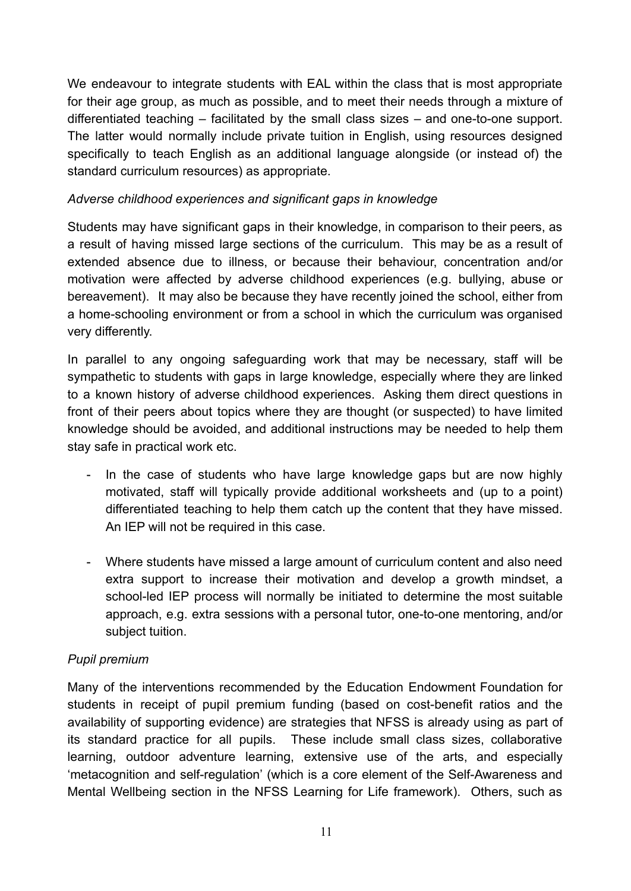We endeavour to integrate students with EAL within the class that is most appropriate for their age group, as much as possible, and to meet their needs through a mixture of differentiated teaching – facilitated by the small class sizes – and one-to-one support. The latter would normally include private tuition in English, using resources designed specifically to teach English as an additional language alongside (or instead of) the standard curriculum resources) as appropriate.

*Adverse childhood experiences and significant gaps in knowledge*

Students may have significant gaps in their knowledge, in comparison to their peers, as a result of having missed large sections of the curriculum. This may be as a result of extended absence due to illness, or because their behaviour, concentration and/or motivation were affected by adverse childhood experiences (e.g. bullying, abuse or bereavement). It may also be because they have recently joined the school, either from a home-schooling environment or from a school in which the curriculum was organised very differently.

In parallel to any ongoing safeguarding work that may be necessary, staff will be sympathetic to students with gaps in large knowledge, especially where they are linked to a known history of adverse childhood experiences. Asking them direct questions in front of their peers about topics where they are thought (or suspected) to have limited knowledge should be avoided, and additional instructions may be needed to help them stay safe in practical work etc.

- In the case of students who have large knowledge gaps but are now highly motivated, staff will typically provide additional worksheets and (up to a point) differentiated teaching to help them catch up the content that they have missed. An IEP will not be required in this case.

- Where students have missed a large amount of curriculum content and also need extra support to increase their motivation and develop a growth mindset, a school-led IEP process will normally be initiated to determine the most suitable approach, e.g. extra sessions with a personal tutor, one-to-one mentoring, and/or subject tuition.

*Pupil premium*

Many of the interventions recommended by the Education Endowment Foundation for students in receipt of pupil premium funding (based on cost-benefit ratios and the availability of supporting evidence) are strategies that NFSS is already using as part of its standard practice for all pupils. These include small class sizes, collaborative learning, outdoor adventure learning, extensive use of the arts, and especially 'metacognition and self-regulation' (which is a core element of the Self-Awareness and Mental Wellbeing section in the NFSS Learning for Life framework). Others, such as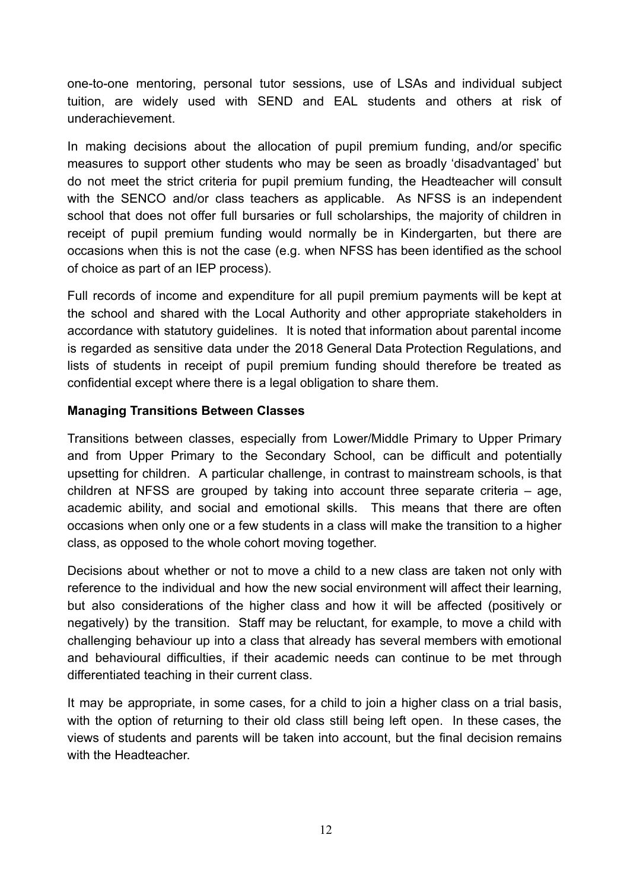one-to-one mentoring, personal tutor sessions, use of LSAs and individual subject tuition, are widely used with SEND and EAL students and others at risk of underachievement.

In making decisions about the allocation of pupil premium funding, and/or specific measures to support other students who may be seen as broadly 'disadvantaged' but do not meet the strict criteria for pupil premium funding, the Headteacher will consult with the SENCO and/or class teachers as applicable. As NFSS is an independent school that does not offer full bursaries or full scholarships, the majority of children in receipt of pupil premium funding would normally be in Kindergarten, but there are occasions when this is not the case (e.g. when NFSS has been identified as the school of choice as part of an IEP process).

Full records of income and expenditure for all pupil premium payments will be kept at the school and shared with the Local Authority and other appropriate stakeholders in accordance with statutory guidelines. It is noted that information about parental income is regarded as sensitive data under the 2018 General Data Protection Regulations, and lists of students in receipt of pupil premium funding should therefore be treated as confidential except where there is a legal obligation to share them.

**Managing Transitions Between Classes**

Transitions between classes, especially from Lower/Middle Primary to Upper Primary and from Upper Primary to the Secondary School, can be difficult and potentially upsetting for children. A particular challenge, in contrast to mainstream schools, is that children at NFSS are grouped by taking into account three separate criteria – age, academic ability, and social and emotional skills. This means that there are often occasions when only one or a few students in a class will make the transition to a higher class, as opposed to the whole cohort moving together.

Decisions about whether or not to move a child to a new class are taken not only with reference to the individual and how the new social environment will affect their learning, but also considerations of the higher class and how it will be affected (positively or negatively) by the transition. Staff may be reluctant, for example, to move a child with challenging behaviour up into a class that already has several members with emotional and behavioural difficulties, if their academic needs can continue to be met through differentiated teaching in their current class.

It may be appropriate, in some cases, for a child to join a higher class on a trial basis, with the option of returning to their old class still being left open. In these cases, the views of students and parents will be taken into account, but the final decision remains with the Headteacher.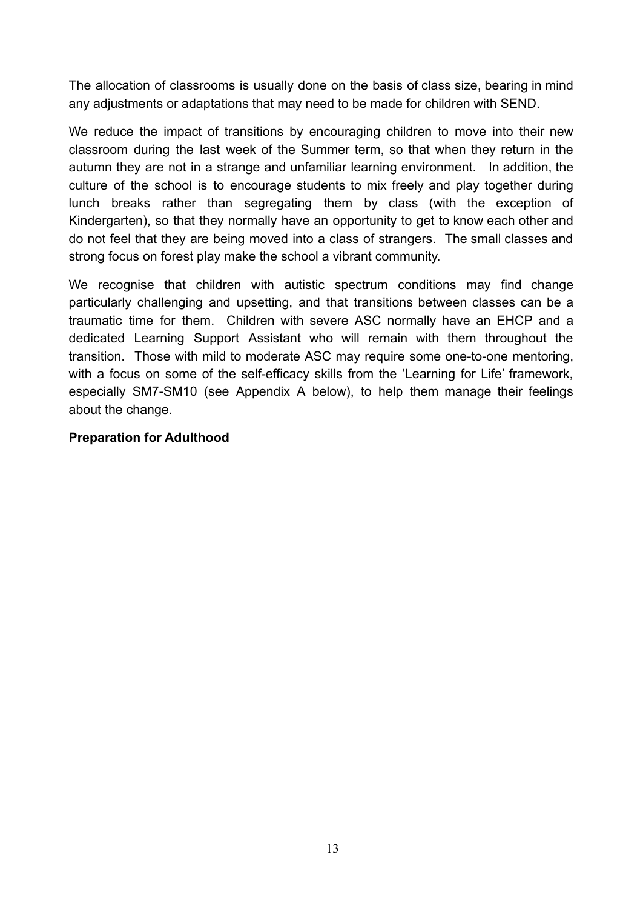The allocation of classrooms is usually done on the basis of class size, bearing in mind any adjustments or adaptations that may need to be made for children with SEND.

We reduce the impact of transitions by encouraging children to move into their new classroom during the last week of the Summer term, so that when they return in the autumn they are not in a strange and unfamiliar learning environment. In addition, the culture of the school is to encourage students to mix freely and play together during lunch breaks rather than segregating them by class (with the exception of Kindergarten), so that they normally have an opportunity to get to know each other and do not feel that they are being moved into a class of strangers. The small classes and strong focus on forest play make the school a vibrant community.

We recognise that children with autistic spectrum conditions may find change particularly challenging and upsetting, and that transitions between classes can be a traumatic time for them. Children with severe ASC normally have an EHCP and a dedicated Learning Support Assistant who will remain with them throughout the transition. Those with mild to moderate ASC may require some one-to-one mentoring, with a focus on some of the self-efficacy skills from the 'Learning for Life' framework, especially SM7-SM10 (see Appendix A below), to help them manage their feelings about the change.

**Preparation for Adulthood**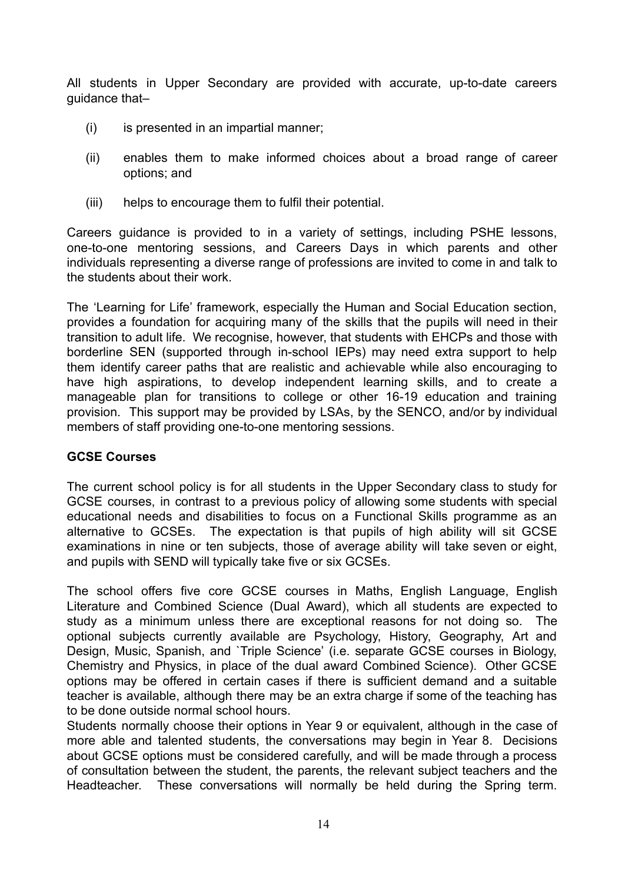All students in Upper Secondary are provided with accurate, up-to-date careers guidance that–

(i) is presented in an impartial manner;

(ii) enables them to make informed choices about a broad range of career options; and

(iii) helps to encourage them to fulfil their potential.

Careers guidance is provided to in a variety of settings, including PSHE lessons, one-to-one mentoring sessions, and Careers Days in which parents and other individuals representing a diverse range of professions are invited to come in and talk to the students about their work.

The 'Learning for Life' framework, especially the Human and Social Education section, provides a foundation for acquiring many of the skills that the pupils will need in their transition to adult life. We recognise, however, that students with EHCPs and those with borderline SEN (supported through in-school IEPs) may need extra support to help them identify career paths that are realistic and achievable while also encouraging to have high aspirations, to develop independent learning skills, and to create a manageable plan for transitions to college or other 16-19 education and training provision. This support may be provided by LSAs, by the SENCO, and/or by individual members of staff providing one-to-one mentoring sessions.

**GCSE Courses**

The current school policy is for all students in the Upper Secondary class to study for GCSE courses, in contrast to a previous policy of allowing some students with special educational needs and disabilities to focus on a Functional Skills programme as an alternative to GCSEs. The expectation is that pupils of high ability will sit GCSE examinations in nine or ten subjects, those of average ability will take seven or eight, and pupils with SEND will typically take five or six GCSEs.

The school offers five core GCSE courses in Maths, English Language, English Literature and Combined Science (Dual Award), which all students are expected to study as a minimum unless there are exceptional reasons for not doing so. The optional subjects currently available are Psychology, History, Geography, Art and Design, Music, Spanish, and `Triple Science' (i.e. separate GCSE courses in Biology, Chemistry and Physics, in place of the dual award Combined Science). Other GCSE options may be offered in certain cases if there is sufficient demand and a suitable teacher is available, although there may be an extra charge if some of the teaching has to be done outside normal school hours.

Students normally choose their options in Year 9 or equivalent, although in the case of more able and talented students, the conversations may begin in Year 8. Decisions about GCSE options must be considered carefully, and will be made through a process of consultation between the student, the parents, the relevant subject teachers and the Headteacher. These conversations will normally be held during the Spring term.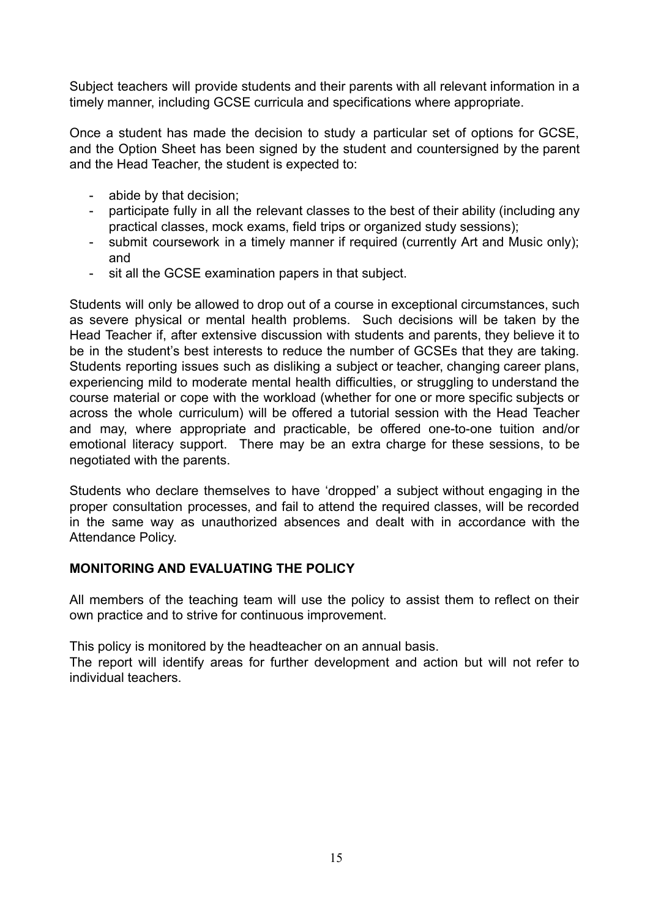Subject teachers will provide students and their parents with all relevant information in a timely manner, including GCSE curricula and specifications where appropriate.

Once a student has made the decision to study a particular set of options for GCSE, and the Option Sheet has been signed by the student and countersigned by the parent and the Head Teacher, the student is expected to:

- abide by that decision;
- participate fully in all the relevant classes to the best of their ability (including any practical classes, mock exams, field trips or organized study sessions);
- submit coursework in a timely manner if required (currently Art and Music only); and
- sit all the GCSE examination papers in that subject.

Students will only be allowed to drop out of a course in exceptional circumstances, such as severe physical or mental health problems. Such decisions will be taken by the Head Teacher if, after extensive discussion with students and parents, they believe it to be in the student's best interests to reduce the number of GCSEs that they are taking. Students reporting issues such as disliking a subject or teacher, changing career plans, experiencing mild to moderate mental health difficulties, or struggling to understand the course material or cope with the workload (whether for one or more specific subjects or across the whole curriculum) will be offered a tutorial session with the Head Teacher and may, where appropriate and practicable, be offered one-to-one tuition and/or emotional literacy support. There may be an extra charge for these sessions, to be negotiated with the parents.

Students who declare themselves to have 'dropped' a subject without engaging in the proper consultation processes, and fail to attend the required classes, will be recorded in the same way as unauthorized absences and dealt with in accordance with the Attendance Policy.

## MONITORING AND EVALUATING THE POLICY

All members of the teaching team will use the policy to assist them to reflect on their own practice and to strive for continuous improvement.

This policy is monitored by the headteacher on an annual basis.
The report will identify areas for further development and action but will not refer to individual teachers.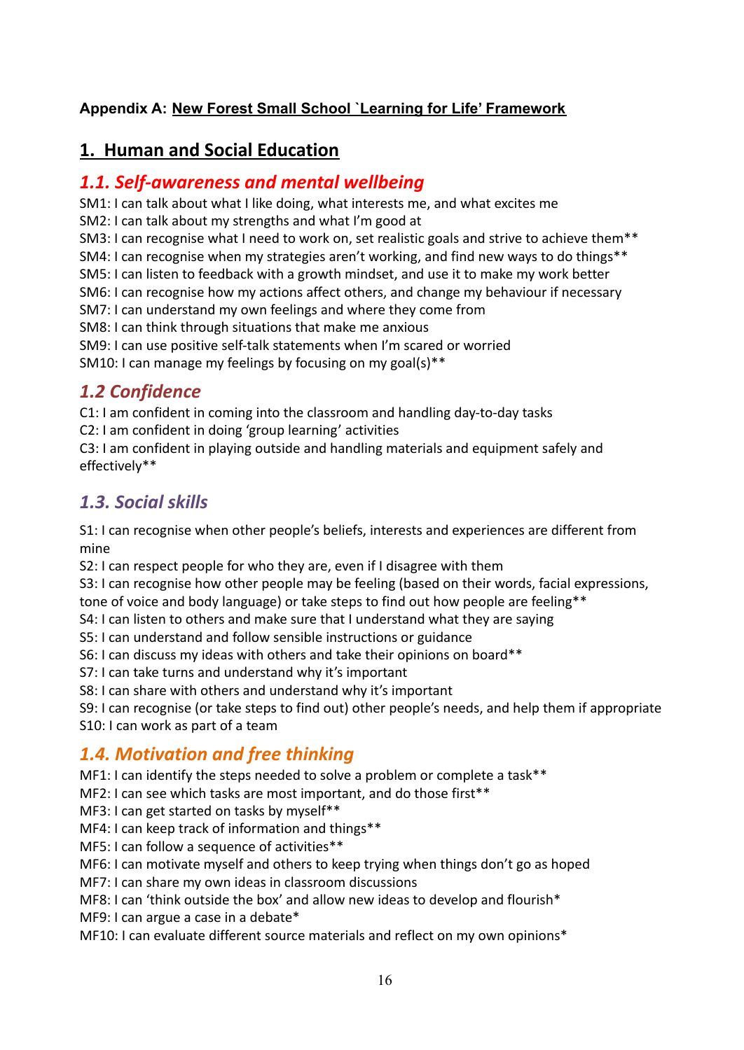**Appendix A: New Forest Small School `Learning for Life' Framework**

# 1. Human and Social Education

## 1.1. Self-awareness and mental wellbeing

SM1: I can talk about what I like doing, what interests me, and what excites me
SM2: I can talk about my strengths and what I'm good at
SM3: I can recognise what I need to work on, set realistic goals and strive to achieve them**
SM4: I can recognise when my strategies aren't working, and find new ways to do things**
SM5: I can listen to feedback with a growth mindset, and use it to make my work better
SM6: I can recognise how my actions affect others, and change my behaviour if necessary
SM7: I can understand my own feelings and where they come from
SM8: I can think through situations that make me anxious
SM9: I can use positive self-talk statements when I'm scared or worried
SM10: I can manage my feelings by focusing on my goal(s)**

## 1.2 Confidence

C1: I am confident in coming into the classroom and handling day-to-day tasks
C2: I am confident in doing 'group learning' activities
C3: I am confident in playing outside and handling materials and equipment safely and effectively**

## 1.3. Social skills

S1: I can recognise when other people's beliefs, interests and experiences are different from mine
S2: I can respect people for who they are, even if I disagree with them
S3: I can recognise how other people may be feeling (based on their words, facial expressions, tone of voice and body language) or take steps to find out how people are feeling**
S4: I can listen to others and make sure that I understand what they are saying
S5: I can understand and follow sensible instructions or guidance
S6: I can discuss my ideas with others and take their opinions on board**
S7: I can take turns and understand why it's important
S8: I can share with others and understand why it's important
S9: I can recognise (or take steps to find out) other people's needs, and help them if appropriate
S10: I can work as part of a team

## 1.4. Motivation and free thinking

MF1: I can identify the steps needed to solve a problem or complete a task**
MF2: I can see which tasks are most important, and do those first**
MF3: I can get started on tasks by myself**
MF4: I can keep track of information and things**
MF5: I can follow a sequence of activities**
MF6: I can motivate myself and others to keep trying when things don't go as hoped
MF7: I can share my own ideas in classroom discussions
MF8: I can 'think outside the box' and allow new ideas to develop and flourish*
MF9: I can argue a case in a debate*
MF10: I can evaluate different source materials and reflect on my own opinions*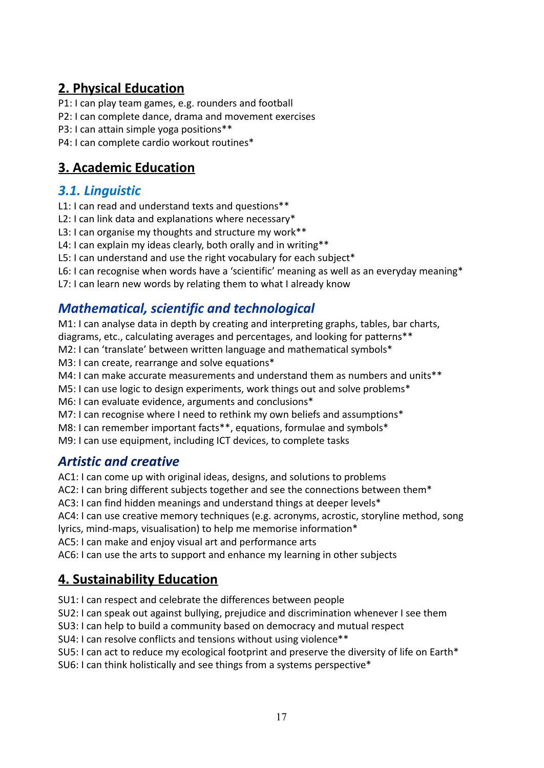## 2. Physical Education

P1: I can play team games, e.g. rounders and football
P2: I can complete dance, drama and movement exercises
P3: I can attain simple yoga positions**
P4: I can complete cardio workout routines*

## 3. Academic Education

### *3.1. Linguistic*

L1: I can read and understand texts and questions**
L2: I can link data and explanations where necessary*
L3: I can organise my thoughts and structure my work**
L4: I can explain my ideas clearly, both orally and in writing**
L5: I can understand and use the right vocabulary for each subject*
L6: I can recognise when words have a 'scientific' meaning as well as an everyday meaning*
L7: I can learn new words by relating them to what I already know

### *Mathematical, scientific and technological*

M1: I can analyse data in depth by creating and interpreting graphs, tables, bar charts, diagrams, etc., calculating averages and percentages, and looking for patterns**
M2: I can 'translate' between written language and mathematical symbols*
M3: I can create, rearrange and solve equations*
M4: I can make accurate measurements and understand them as numbers and units**
M5: I can use logic to design experiments, work things out and solve problems*
M6: I can evaluate evidence, arguments and conclusions*
M7: I can recognise where I need to rethink my own beliefs and assumptions*
M8: I can remember important facts**, equations, formulae and symbols*
M9: I can use equipment, including ICT devices, to complete tasks

### *Artistic and creative*

AC1: I can come up with original ideas, designs, and solutions to problems
AC2: I can bring different subjects together and see the connections between them*
AC3: I can find hidden meanings and understand things at deeper levels*
AC4: I can use creative memory techniques (e.g. acronyms, acrostic, storyline method, song lyrics, mind-maps, visualisation) to help me memorise information*
AC5: I can make and enjoy visual art and performance arts
AC6: I can use the arts to support and enhance my learning in other subjects

## 4. Sustainability Education

SU1: I can respect and celebrate the differences between people
SU2: I can speak out against bullying, prejudice and discrimination whenever I see them
SU3: I can help to build a community based on democracy and mutual respect
SU4: I can resolve conflicts and tensions without using violence**
SU5: I can act to reduce my ecological footprint and preserve the diversity of life on Earth*
SU6: I can think holistically and see things from a systems perspective*